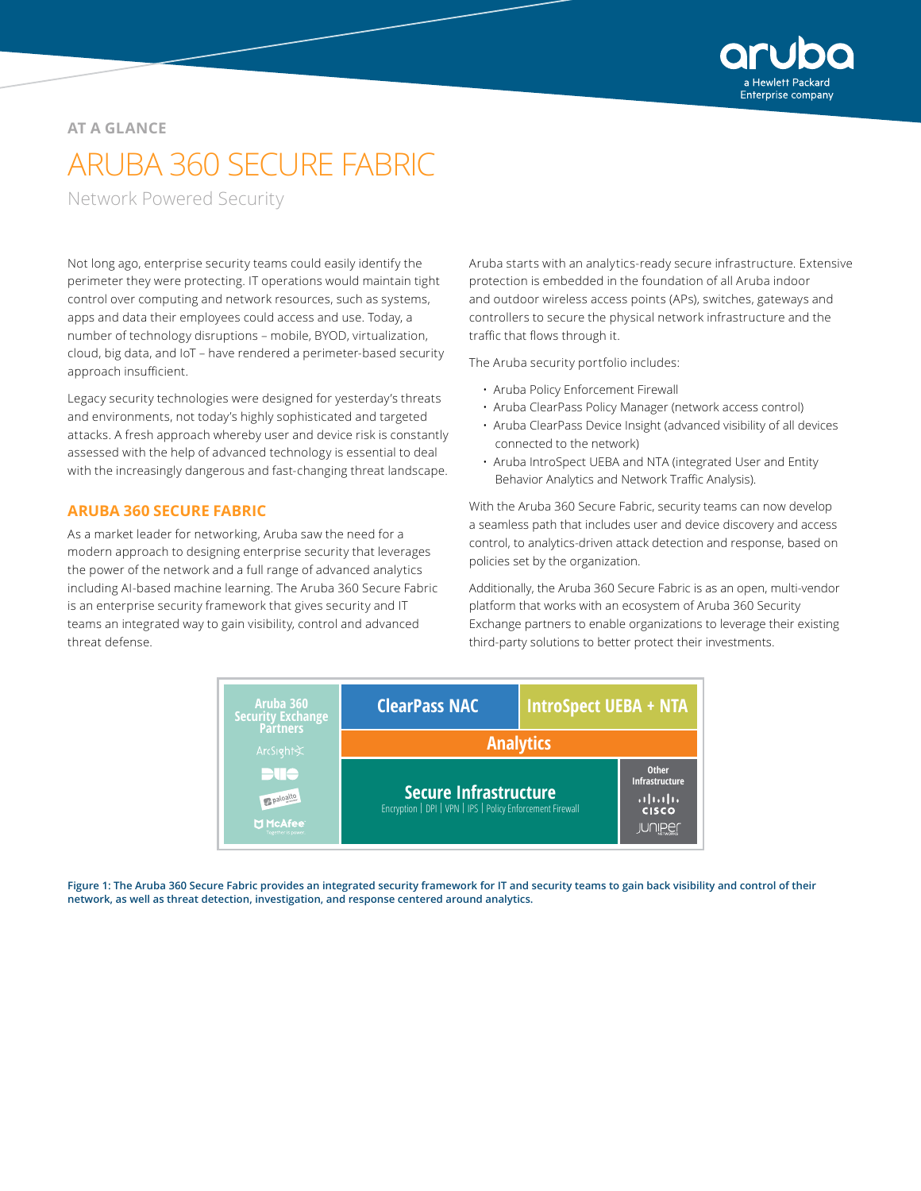AT A GLANCE

# ARUBA 360 SECURE FABRIC

Network Powered Security

Not long ago, enterprise security teams could easily identify the perimeter they were protecting. IT operations would maintain tight control over computing and network resources, such as systems, apps and data their employees could access and use. Today, a number of technology disruptions – mobile, BYOD, virtualization, cloud, big data, and IoT – have rendered a perimeter-based security approach insufficient.

Legacy security technologies were designed for yesterday's threats and environments, not today's highly sophisticated and targeted attacks. A fresh approach whereby user and device risk is constantly assessed with the help of advanced technology is essential to deal with the increasingly dangerous and fast-changing threat landscape.

## ARUBA 360 SECURE FABRIC

As a market leader for networking, Aruba saw the need for a modern approach to designing enterprise security that leverages the power of the network and a full range of advanced analytics including AI-based machine learning. The Aruba 360 Secure Fabric is an enterprise security framework that gives security and IT teams an integrated way to gain visibility, control and advanced threat defense.

Aruba starts with an analytics-ready secure infrastructure. Extensive protection is embedded in the foundation of all Aruba indoor and outdoor wireless access points (APs), switches, gateways and controllers to secure the physical network infrastructure and the traffic that flows through it.

The Aruba security portfolio includes:

- Aruba Policy Enforcement Firewall
- Aruba ClearPass Policy Manager (network access control)
- Aruba ClearPass Device Insight (advanced visibility of all devices connected to the network)
- Aruba IntroSpect UEBA and NTA (integrated User and Entity Behavior Analytics and Network Traffic Analysis).

With the Aruba 360 Secure Fabric, security teams can now develop a seamless path that includes user and device discovery and access control, to analytics-driven attack detection and response, based on policies set by the organization.

Additionally, the Aruba 360 Secure Fabric is as an open, multi-vendor platform that works with an ecosystem of Aruba 360 Security Exchange partners to enable organizations to leverage their existing third-party solutions to better protect their investments.

| Aruba 360 Security Exchange Partners | ClearPass NAC | IntroSpect UEBA + NTA | |
|---|---|---|---|
| ArcSight, DUO, paloalto, McAfee | Analytics | | |
| | Secure Infrastructure: Encryption \| DPI \| VPN \| IPS \| Policy Enforcement Firewall | | Other Infrastructure: Cisco, Juniper |

Figure 1: The Aruba 360 Secure Fabric provides an integrated security framework for IT and security teams to gain back visibility and control of their network, as well as threat detection, investigation, and response centered around analytics.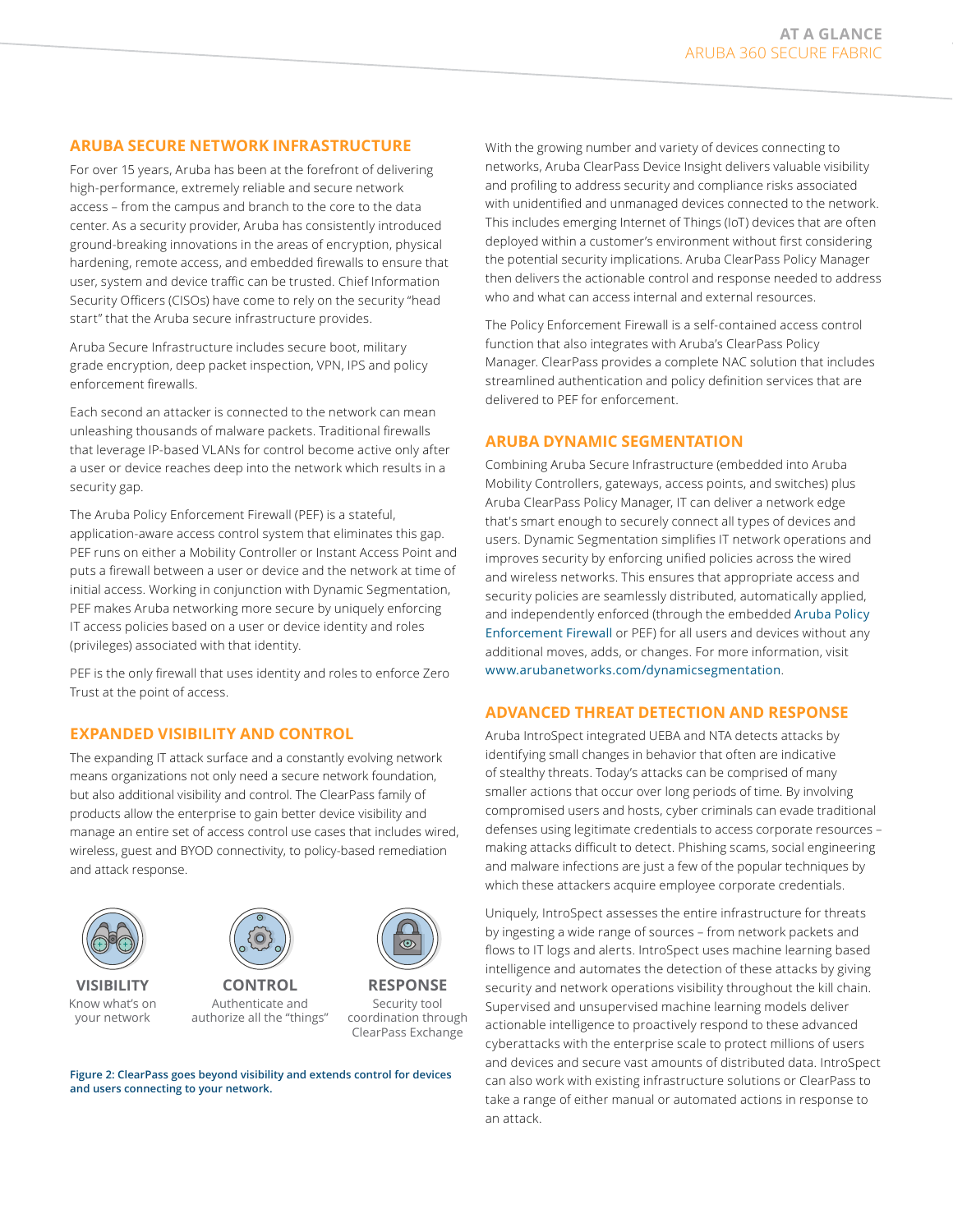## ARUBA SECURE NETWORK INFRASTRUCTURE

For over 15 years, Aruba has been at the forefront of delivering high-performance, extremely reliable and secure network access – from the campus and branch to the core to the data center. As a security provider, Aruba has consistently introduced ground-breaking innovations in the areas of encryption, physical hardening, remote access, and embedded firewalls to ensure that user, system and device traffic can be trusted. Chief Information Security Officers (CISOs) have come to rely on the security "head start" that the Aruba secure infrastructure provides.

Aruba Secure Infrastructure includes secure boot, military grade encryption, deep packet inspection, VPN, IPS and policy enforcement firewalls.

Each second an attacker is connected to the network can mean unleashing thousands of malware packets. Traditional firewalls that leverage IP-based VLANs for control become active only after a user or device reaches deep into the network which results in a security gap.

The Aruba Policy Enforcement Firewall (PEF) is a stateful, application-aware access control system that eliminates this gap. PEF runs on either a Mobility Controller or Instant Access Point and puts a firewall between a user or device and the network at time of initial access. Working in conjunction with Dynamic Segmentation, PEF makes Aruba networking more secure by uniquely enforcing IT access policies based on a user or device identity and roles (privileges) associated with that identity.

PEF is the only firewall that uses identity and roles to enforce Zero Trust at the point of access.

## EXPANDED VISIBILITY AND CONTROL

The expanding IT attack surface and a constantly evolving network means organizations not only need a secure network foundation, but also additional visibility and control. The ClearPass family of products allow the enterprise to gain better device visibility and manage an entire set of access control use cases that includes wired, wireless, guest and BYOD connectivity, to policy-based remediation and attack response.

**VISIBILITY**
Know what's on your network

**CONTROL**
Authenticate and authorize all the "things"

**RESPONSE**
Security tool coordination through ClearPass Exchange

**Figure 2: ClearPass goes beyond visibility and extends control for devices and users connecting to your network.**

With the growing number and variety of devices connecting to networks, Aruba ClearPass Device Insight delivers valuable visibility and profiling to address security and compliance risks associated with unidentified and unmanaged devices connected to the network. This includes emerging Internet of Things (IoT) devices that are often deployed within a customer's environment without first considering the potential security implications. Aruba ClearPass Policy Manager then delivers the actionable control and response needed to address who and what can access internal and external resources.

The Policy Enforcement Firewall is a self-contained access control function that also integrates with Aruba's ClearPass Policy Manager. ClearPass provides a complete NAC solution that includes streamlined authentication and policy definition services that are delivered to PEF for enforcement.

## ARUBA DYNAMIC SEGMENTATION

Combining Aruba Secure Infrastructure (embedded into Aruba Mobility Controllers, gateways, access points, and switches) plus Aruba ClearPass Policy Manager, IT can deliver a network edge that's smart enough to securely connect all types of devices and users. Dynamic Segmentation simplifies IT network operations and improves security by enforcing unified policies across the wired and wireless networks. This ensures that appropriate access and security policies are seamlessly distributed, automatically applied, and independently enforced (through the embedded Aruba Policy Enforcement Firewall or PEF) for all users and devices without any additional moves, adds, or changes. For more information, visit www.arubanetworks.com/dynamicsegmentation.

## ADVANCED THREAT DETECTION AND RESPONSE

Aruba IntroSpect integrated UEBA and NTA detects attacks by identifying small changes in behavior that often are indicative of stealthy threats. Today's attacks can be comprised of many smaller actions that occur over long periods of time. By involving compromised users and hosts, cyber criminals can evade traditional defenses using legitimate credentials to access corporate resources – making attacks difficult to detect. Phishing scams, social engineering and malware infections are just a few of the popular techniques by which these attackers acquire employee corporate credentials.

Uniquely, IntroSpect assesses the entire infrastructure for threats by ingesting a wide range of sources – from network packets and flows to IT logs and alerts. IntroSpect uses machine learning based intelligence and automates the detection of these attacks by giving security and network operations visibility throughout the kill chain. Supervised and unsupervised machine learning models deliver actionable intelligence to proactively respond to these advanced cyberattacks with the enterprise scale to protect millions of users and devices and secure vast amounts of distributed data. IntroSpect can also work with existing infrastructure solutions or ClearPass to take a range of either manual or automated actions in response to an attack.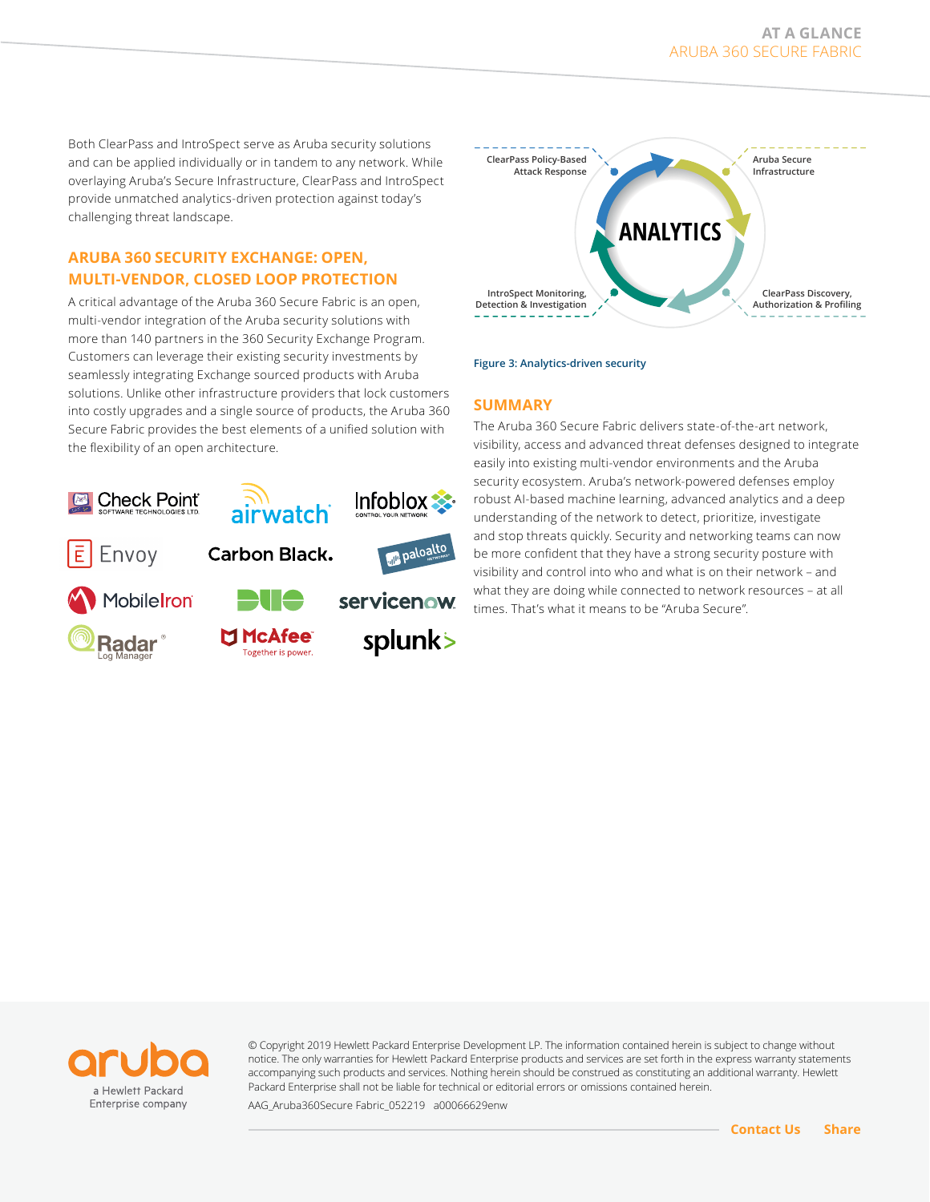Both ClearPass and IntroSpect serve as Aruba security solutions and can be applied individually or in tandem to any network. While overlaying Aruba's Secure Infrastructure, ClearPass and IntroSpect provide unmatched analytics-driven protection against today's challenging threat landscape.

## ARUBA 360 SECURITY EXCHANGE: OPEN, MULTI-VENDOR, CLOSED LOOP PROTECTION

A critical advantage of the Aruba 360 Secure Fabric is an open, multi-vendor integration of the Aruba security solutions with more than 140 partners in the 360 Security Exchange Program. Customers can leverage their existing security investments by seamlessly integrating Exchange sourced products with Aruba solutions. Unlike other infrastructure providers that lock customers into costly upgrades and a single source of products, the Aruba 360 Secure Fabric provides the best elements of a unified solution with the flexibility of an open architecture.

Check Point Software Technologies Ltd.
airwatch
Infoblox Control Your Network
Envoy
Carbon Black.
paloalto networks
MobileIron
DUO
servicenow
Radar Log Manager
McAfee Together is power.
splunk>

ClearPass Policy-Based Attack Response
Aruba Secure Infrastructure
ANALYTICS
IntroSpect Monitoring, Detection & Investigation
ClearPass Discovery, Authorization & Profiling

Figure 3: Analytics-driven security

## SUMMARY

The Aruba 360 Secure Fabric delivers state-of-the-art network, visibility, access and advanced threat defenses designed to integrate easily into existing multi-vendor environments and the Aruba security ecosystem. Aruba's network-powered defenses employ robust AI-based machine learning, advanced analytics and a deep understanding of the network to detect, prioritize, investigate and stop threats quickly. Security and networking teams can now be more confident that they have a strong security posture with visibility and control into who and what is on their network – and what they are doing while connected to network resources – at all times. That's what it means to be "Aruba Secure".

aruba
a Hewlett Packard Enterprise company

© Copyright 2019 Hewlett Packard Enterprise Development LP. The information contained herein is subject to change without notice. The only warranties for Hewlett Packard Enterprise products and services are set forth in the express warranty statements accompanying such products and services. Nothing herein should be construed as constituting an additional warranty. Hewlett Packard Enterprise shall not be liable for technical or editorial errors or omissions contained herein.

AAG_Aruba360Secure Fabric_052219 a00066629enw

Contact Us Share